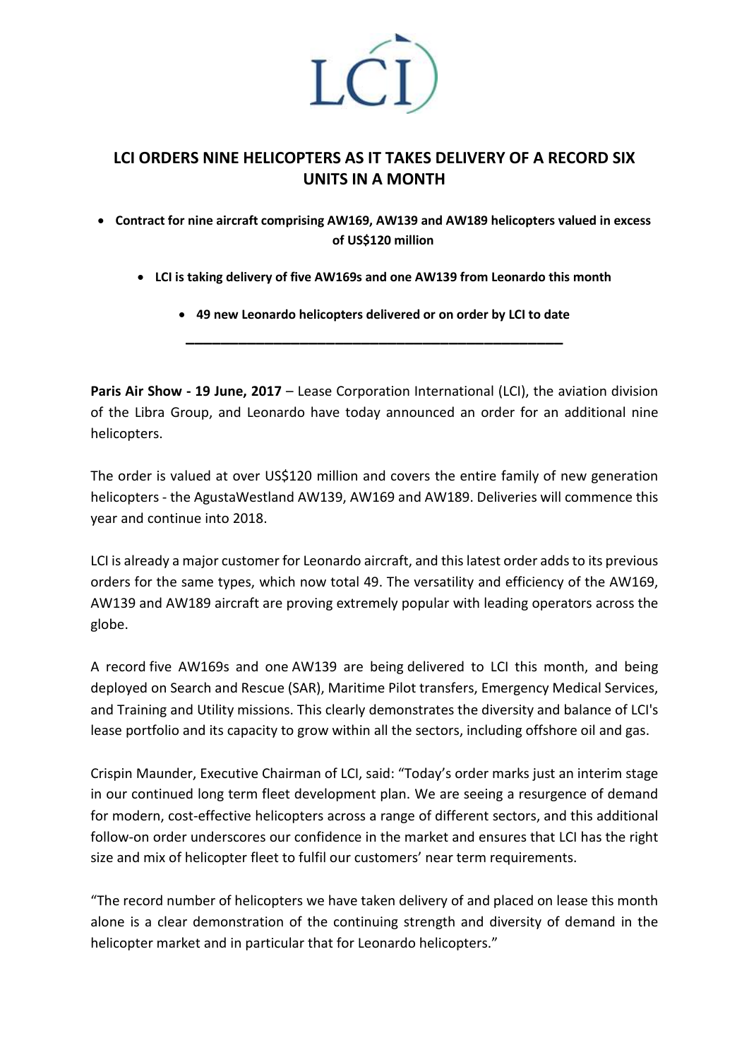# LCI ORDERS NINE HELICOPTERS AS IT TAKES DELIVERY OF A RECORD SIX UNITS IN A MONTH

- **Contract for nine aircraft comprising AW169, AW139 and AW189 helicopters valued in excess of US$120 million**
- **LCI is taking delivery of five AW169s and one AW139 from Leonardo this month**
- **49 new Leonardo helicopters delivered or on order by LCI to date**

---

**Paris Air Show - 19 June, 2017** – Lease Corporation International (LCI), the aviation division of the Libra Group, and Leonardo have today announced an order for an additional nine helicopters.

The order is valued at over US$120 million and covers the entire family of new generation helicopters - the AgustaWestland AW139, AW169 and AW189. Deliveries will commence this year and continue into 2018.

LCI is already a major customer for Leonardo aircraft, and this latest order adds to its previous orders for the same types, which now total 49. The versatility and efficiency of the AW169, AW139 and AW189 aircraft are proving extremely popular with leading operators across the globe.

A record five AW169s and one AW139 are being delivered to LCI this month, and being deployed on Search and Rescue (SAR), Maritime Pilot transfers, Emergency Medical Services, and Training and Utility missions. This clearly demonstrates the diversity and balance of LCI's lease portfolio and its capacity to grow within all the sectors, including offshore oil and gas.

Crispin Maunder, Executive Chairman of LCI, said: "Today's order marks just an interim stage in our continued long term fleet development plan. We are seeing a resurgence of demand for modern, cost-effective helicopters across a range of different sectors, and this additional follow-on order underscores our confidence in the market and ensures that LCI has the right size and mix of helicopter fleet to fulfil our customers' near term requirements.

"The record number of helicopters we have taken delivery of and placed on lease this month alone is a clear demonstration of the continuing strength and diversity of demand in the helicopter market and in particular that for Leonardo helicopters."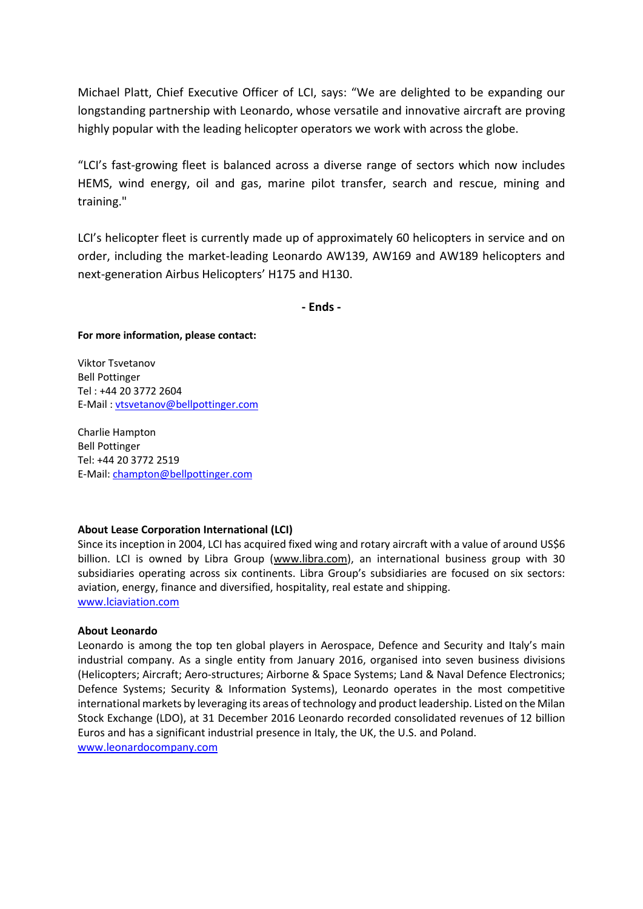Michael Platt, Chief Executive Officer of LCI, says: "We are delighted to be expanding our longstanding partnership with Leonardo, whose versatile and innovative aircraft are proving highly popular with the leading helicopter operators we work with across the globe.

"LCI's fast-growing fleet is balanced across a diverse range of sectors which now includes HEMS, wind energy, oil and gas, marine pilot transfer, search and rescue, mining and training."

LCI's helicopter fleet is currently made up of approximately 60 helicopters in service and on order, including the market-leading Leonardo AW139, AW169 and AW189 helicopters and next-generation Airbus Helicopters' H175 and H130.

**- Ends -**

**For more information, please contact:**

Viktor Tsvetanov
Bell Pottinger
Tel : +44 20 3772 2604
E-Mail : vtsvetanov@bellpottinger.com

Charlie Hampton
Bell Pottinger
Tel: +44 20 3772 2519
E-Mail: champton@bellpottinger.com

**About Lease Corporation International (LCI)**

Since its inception in 2004, LCI has acquired fixed wing and rotary aircraft with a value of around US$6 billion. LCI is owned by Libra Group (www.libra.com), an international business group with 30 subsidiaries operating across six continents. Libra Group's subsidiaries are focused on six sectors: aviation, energy, finance and diversified, hospitality, real estate and shipping.
www.lciaviation.com

**About Leonardo**

Leonardo is among the top ten global players in Aerospace, Defence and Security and Italy's main industrial company. As a single entity from January 2016, organised into seven business divisions (Helicopters; Aircraft; Aero-structures; Airborne & Space Systems; Land & Naval Defence Electronics; Defence Systems; Security & Information Systems), Leonardo operates in the most competitive international markets by leveraging its areas of technology and product leadership. Listed on the Milan Stock Exchange (LDO), at 31 December 2016 Leonardo recorded consolidated revenues of 12 billion Euros and has a significant industrial presence in Italy, the UK, the U.S. and Poland.
www.leonardocompany.com